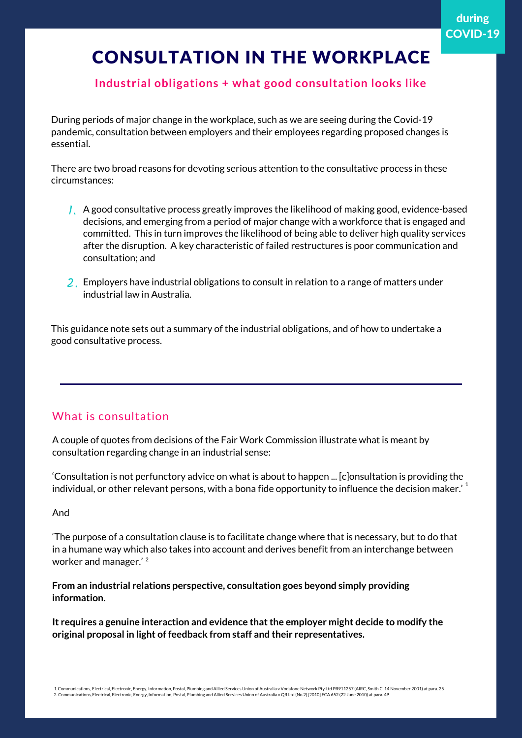during COVID-19

# CONSULTATION IN THE WORKPLACE

**Industrial obligations + what good consultation looks like**

During periods of major change in the workplace, such as we are seeing during the Covid-19 pandemic, consultation between employers and their employees regarding proposed changes is essential.

There are two broad reasons for devoting serious attention to the consultative process in these circumstances:

1. A good consultative process greatly improves the likelihood of making good, evidence-based decisions, and emerging from a period of major change with a workforce that is engaged and committed. This in turn improves the likelihood of being able to deliver high quality services after the disruption. A key characteristic of failed restructures is poor communication and consultation; and

2. Employers have industrial obligations to consult in relation to a range of matters under industrial law in Australia.

This guidance note sets out a summary of the industrial obligations, and of how to undertake a good consultative process.

---

## What is consultation

A couple of quotes from decisions of the Fair Work Commission illustrate what is meant by consultation regarding change in an industrial sense:

'Consultation is not perfunctory advice on what is about to happen ... [c]onsultation is providing the individual, or other relevant persons, with a bona fide opportunity to influence the decision maker.' [1]

And

'The purpose of a consultation clause is to facilitate change where that is necessary, but to do that in a humane way which also takes into account and derives benefit from an interchange between worker and manager.' [2]

**From an industrial relations perspective, consultation goes beyond simply providing information.**

**It requires a genuine interaction and evidence that the employer might decide to modify the original proposal in light of feedback from staff and their representatives.**

1. Communications, Electrical, Electronic, Energy, Information, Postal, Plumbing and Allied Services Union of Australia v Vodafone Network Pty Ltd PR911257 (AIRC, Smith C, 14 November 2001) at para. 25
2. Communications, Electrical, Electronic, Energy, Information, Postal, Plumbing and Allied Services Union of Australia v QR Ltd (No 2) [2010] FCA 652 (22 June 2010) at para. 49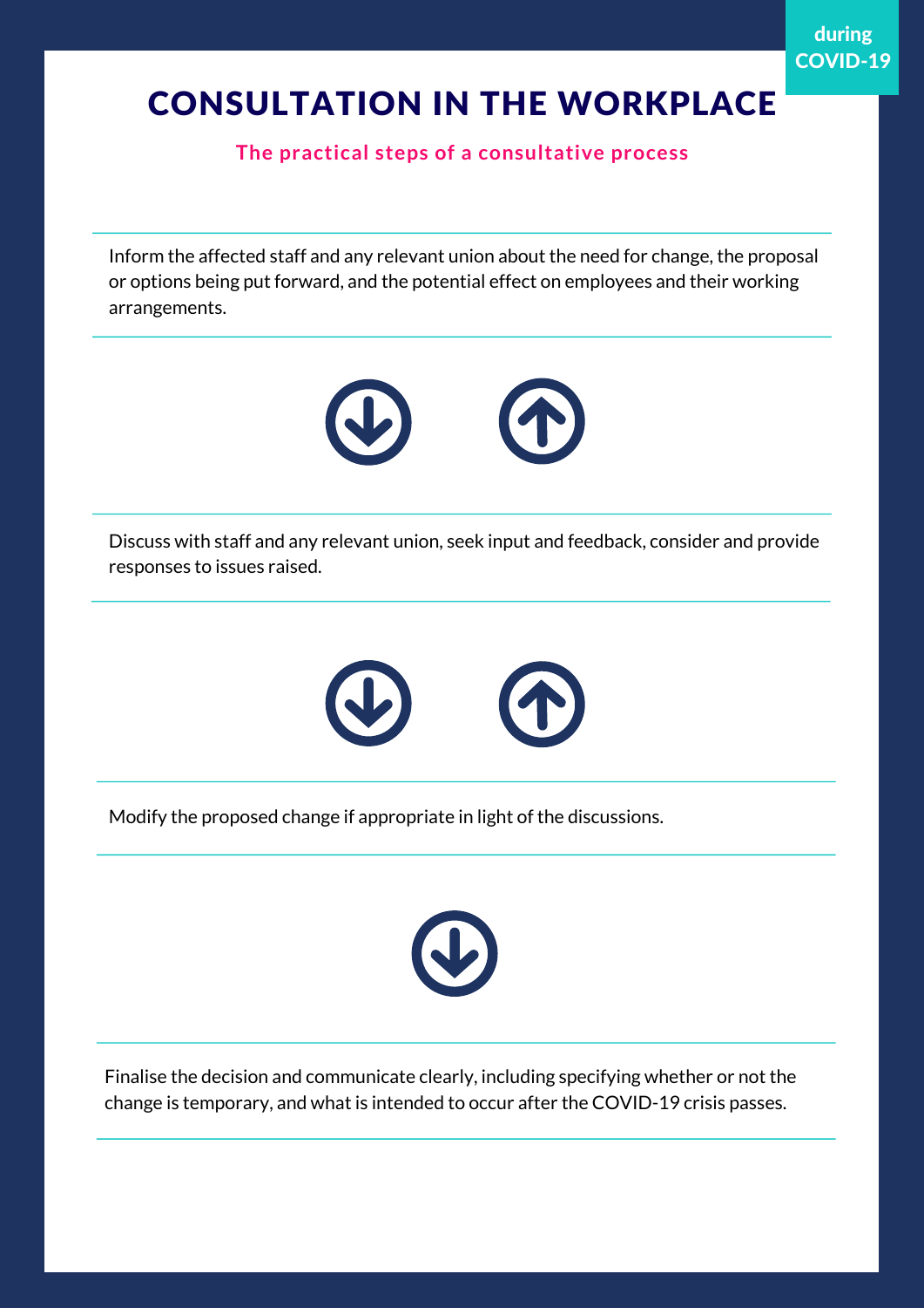during COVID-19

# CONSULTATION IN THE WORKPLACE

**The practical steps of a consultative process**

Inform the affected staff and any relevant union about the need for change, the proposal or options being put forward, and the potential effect on employees and their working arrangements.

Discuss with staff and any relevant union, seek input and feedback, consider and provide responses to issues raised.

Modify the proposed change if appropriate in light of the discussions.

Finalise the decision and communicate clearly, including specifying whether or not the change is temporary, and what is intended to occur after the COVID-19 crisis passes.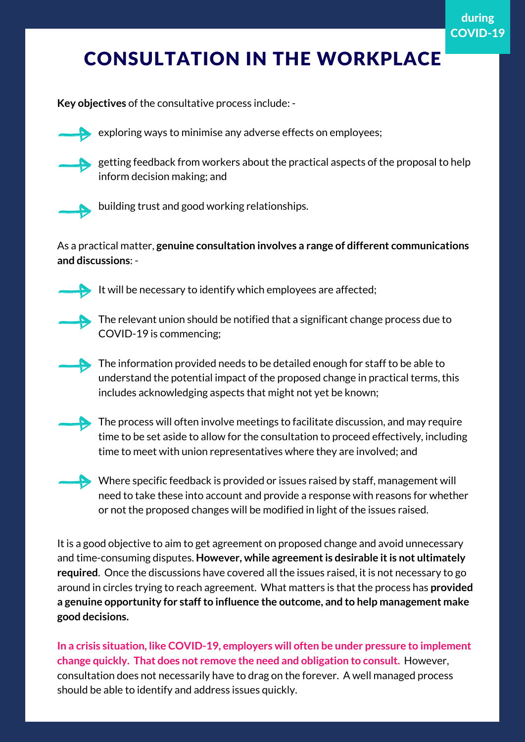during COVID-19

# CONSULTATION IN THE WORKPLACE

**Key objectives** of the consultative process include: -

- exploring ways to minimise any adverse effects on employees;
- getting feedback from workers about the practical aspects of the proposal to help inform decision making; and
- building trust and good working relationships.

As a practical matter, **genuine consultation involves a range of different communications and discussions**: -

- It will be necessary to identify which employees are affected;
- The relevant union should be notified that a significant change process due to COVID-19 is commencing;
- The information provided needs to be detailed enough for staff to be able to understand the potential impact of the proposed change in practical terms, this includes acknowledging aspects that might not yet be known;
- The process will often involve meetings to facilitate discussion, and may require time to be set aside to allow for the consultation to proceed effectively, including time to meet with union representatives where they are involved; and
- Where specific feedback is provided or issues raised by staff, management will need to take these into account and provide a response with reasons for whether or not the proposed changes will be modified in light of the issues raised.

It is a good objective to aim to get agreement on proposed change and avoid unnecessary and time-consuming disputes. **However, while agreement is desirable it is not ultimately required**. Once the discussions have covered all the issues raised, it is not necessary to go around in circles trying to reach agreement. What matters is that the process has **provided a genuine opportunity for staff to influence the outcome, and to help management make good decisions.**

**In a crisis situation, like COVID-19, employers will often be under pressure to implement change quickly. That does not remove the need and obligation to consult.** However, consultation does not necessarily have to drag on the forever. A well managed process should be able to identify and address issues quickly.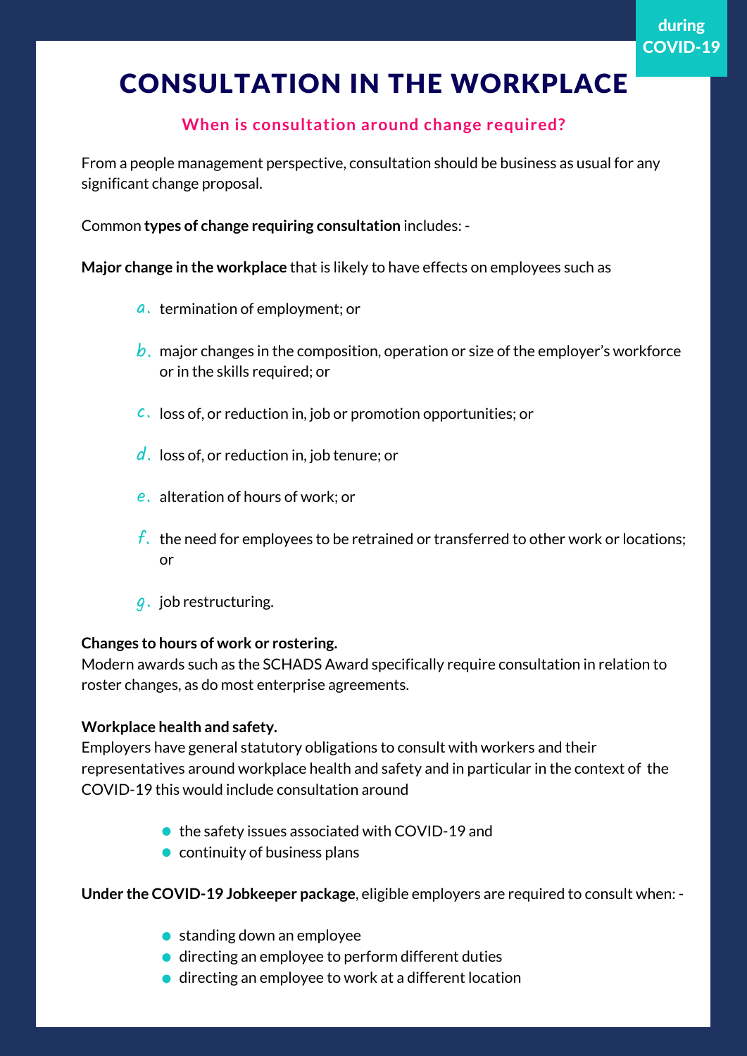during COVID-19

# CONSULTATION IN THE WORKPLACE

## When is consultation around change required?

From a people management perspective, consultation should be business as usual for any significant change proposal.

Common **types of change requiring consultation** includes: -

**Major change in the workplace** that is likely to have effects on employees such as

a. termination of employment; or

b. major changes in the composition, operation or size of the employer's workforce or in the skills required; or

c. loss of, or reduction in, job or promotion opportunities; or

d. loss of, or reduction in, job tenure; or

e. alteration of hours of work; or

f. the need for employees to be retrained or transferred to other work or locations; or

g. job restructuring.

**Changes to hours of work or rostering.**
Modern awards such as the SCHADS Award specifically require consultation in relation to roster changes, as do most enterprise agreements.

**Workplace health and safety.**
Employers have general statutory obligations to consult with workers and their representatives around workplace health and safety and in particular in the context of the COVID-19 this would include consultation around

- the safety issues associated with COVID-19 and
- continuity of business plans

**Under the COVID-19 Jobkeeper package**, eligible employers are required to consult when: -

- standing down an employee
- directing an employee to perform different duties
- directing an employee to work at a different location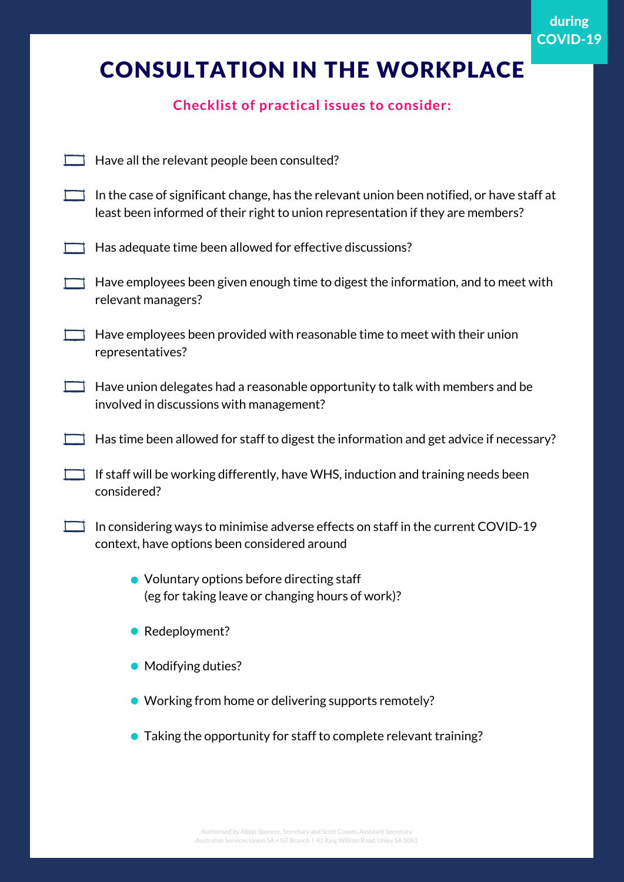during COVID-19

# CONSULTATION IN THE WORKPLACE

**Checklist of practical issues to consider:**

- [ ] Have all the relevant people been consulted?
- [ ] In the case of significant change, has the relevant union been notified, or have staff at least been informed of their right to union representation if they are members?
- [ ] Has adequate time been allowed for effective discussions?
- [ ] Have employees been given enough time to digest the information, and to meet with relevant managers?
- [ ] Have employees been provided with reasonable time to meet with their union representatives?
- [ ] Have union delegates had a reasonable opportunity to talk with members and be involved in discussions with management?
- [ ] Has time been allowed for staff to digest the information and get advice if necessary?
- [ ] If staff will be working differently, have WHS, induction and training needs been considered?
- [ ] In considering ways to minimise adverse effects on staff in the current COVID-19 context, have options been considered around
    - Voluntary options before directing staff (eg for taking leave or changing hours of work)?
    - Redeployment?
    - Modifying duties?
    - Working from home or delivering supports remotely?
    - Taking the opportunity for staff to complete relevant training?

Authorised by Abbie Spencer, Secretary and Scott Cowen, Assistant Secretary
Australian Services Union SA + NT Branch | 41 King William Road, Unley SA 5061